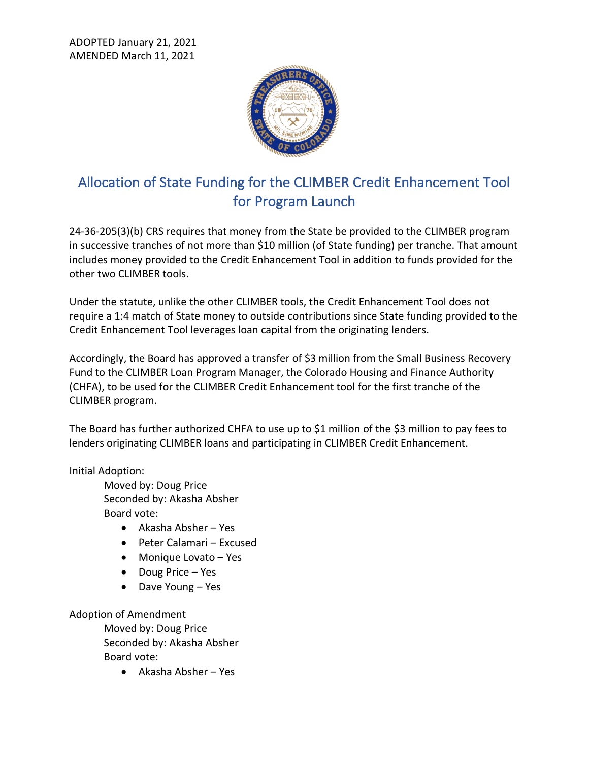ADOPTED January 21, 2021
AMENDED March 11, 2021

# Allocation of State Funding for the CLIMBER Credit Enhancement Tool for Program Launch

24-36-205(3)(b) CRS requires that money from the State be provided to the CLIMBER program in successive tranches of not more than $10 million (of State funding) per tranche. That amount includes money provided to the Credit Enhancement Tool in addition to funds provided for the other two CLIMBER tools.

Under the statute, unlike the other CLIMBER tools, the Credit Enhancement Tool does not require a 1:4 match of State money to outside contributions since State funding provided to the Credit Enhancement Tool leverages loan capital from the originating lenders.

Accordingly, the Board has approved a transfer of $3 million from the Small Business Recovery Fund to the CLIMBER Loan Program Manager, the Colorado Housing and Finance Authority (CHFA), to be used for the CLIMBER Credit Enhancement tool for the first tranche of the CLIMBER program.

The Board has further authorized CHFA to use up to $1 million of the $3 million to pay fees to lenders originating CLIMBER loans and participating in CLIMBER Credit Enhancement.

Initial Adoption:

Moved by: Doug Price
Seconded by: Akasha Absher
Board vote:

- Akasha Absher – Yes
- Peter Calamari – Excused
- Monique Lovato – Yes
- Doug Price – Yes
- Dave Young – Yes

Adoption of Amendment

Moved by: Doug Price
Seconded by: Akasha Absher
Board vote:

- Akasha Absher – Yes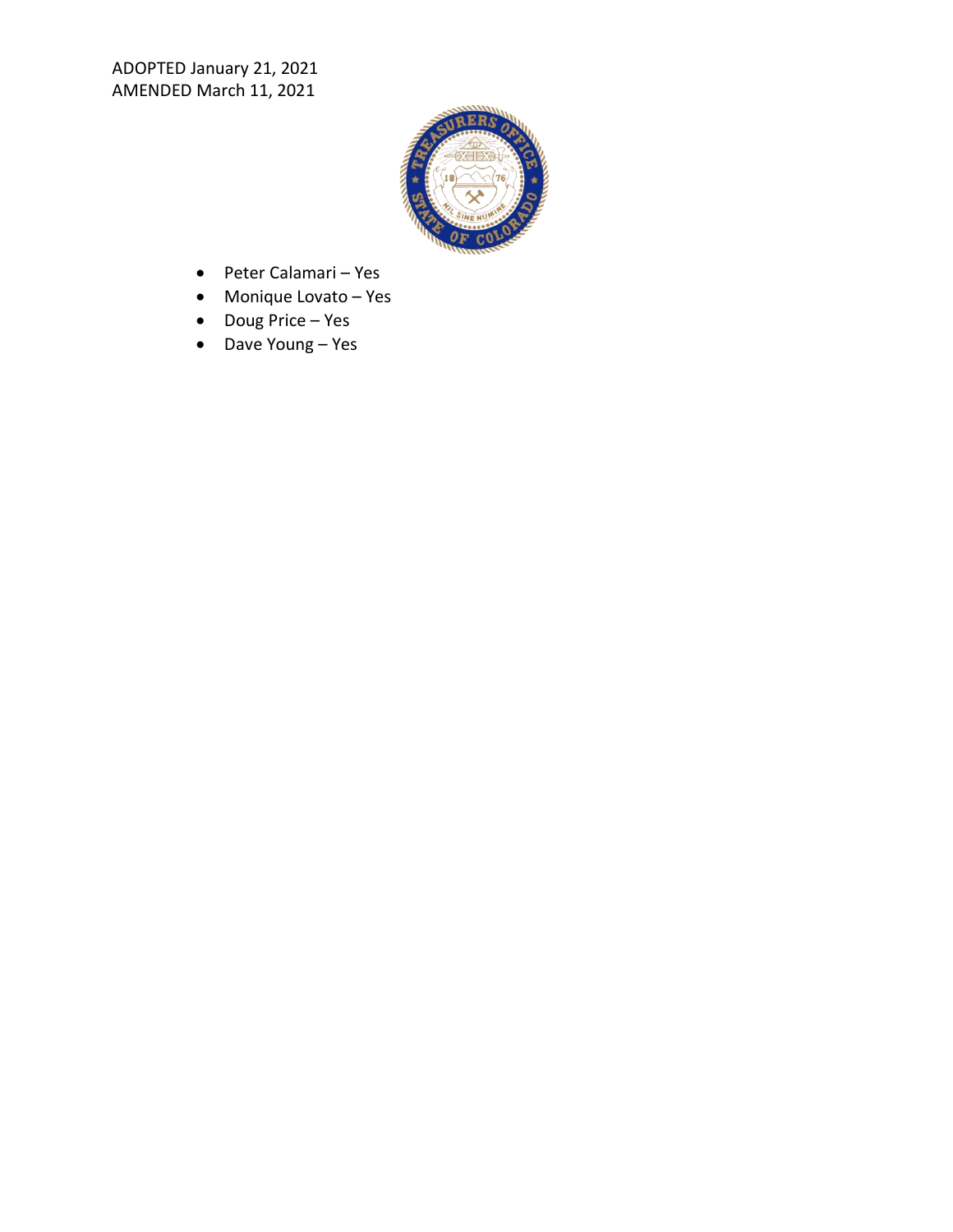ADOPTED January 21, 2021
AMENDED March 11, 2021

- Peter Calamari – Yes
- Monique Lovato – Yes
- Doug Price – Yes
- Dave Young – Yes